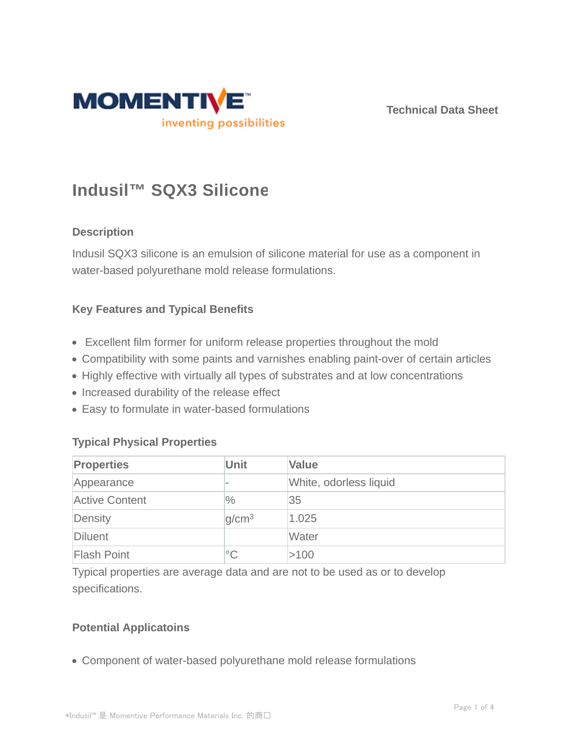Technical Data Sheet

# Indusil™ SQX3 Silicone

## Description

Indusil SQX3 silicone is an emulsion of silicone material for use as a component in water-based polyurethane mold release formulations.

## Key Features and Typical Benefits

- Excellent film former for uniform release properties throughout the mold
- Compatibility with some paints and varnishes enabling paint-over of certain articles
- Highly effective with virtually all types of substrates and at low concentrations
- Increased durability of the release effect
- Easy to formulate in water-based formulations

## Typical Physical Properties

| Properties | Unit | Value |
|---|---|---|
| Appearance | - | White, odorless liquid |
| Active Content | % | 35 |
| Density | $g/cm^3$ | 1.025 |
| Diluent | | Water |
| Flash Point | °C | >100 |

Typical properties are average data and are not to be used as or to develop specifications.

## Potential Applicatoins

- Component of water-based polyurethane mold release formulations

*Indusil™ 是 Momentive Performance Materials Inc. 的商口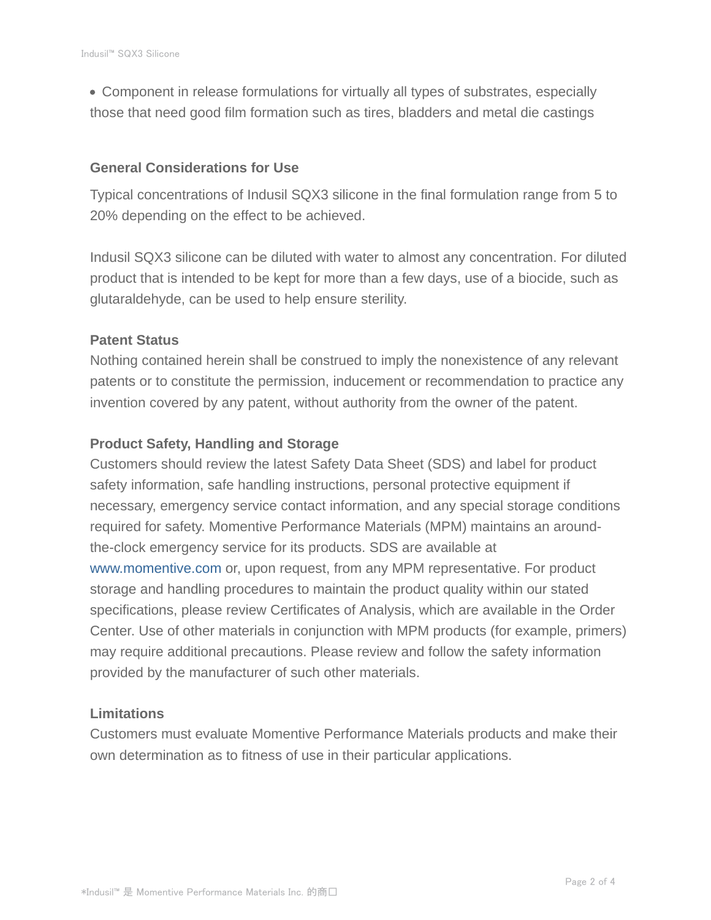- Component in release formulations for virtually all types of substrates, especially those that need good film formation such as tires, bladders and metal die castings

### General Considerations for Use

Typical concentrations of Indusil SQX3 silicone in the final formulation range from 5 to 20% depending on the effect to be achieved.

Indusil SQX3 silicone can be diluted with water to almost any concentration. For diluted product that is intended to be kept for more than a few days, use of a biocide, such as glutaraldehyde, can be used to help ensure sterility.

### Patent Status

Nothing contained herein shall be construed to imply the nonexistence of any relevant patents or to constitute the permission, inducement or recommendation to practice any invention covered by any patent, without authority from the owner of the patent.

### Product Safety, Handling and Storage

Customers should review the latest Safety Data Sheet (SDS) and label for product safety information, safe handling instructions, personal protective equipment if necessary, emergency service contact information, and any special storage conditions required for safety. Momentive Performance Materials (MPM) maintains an around-the-clock emergency service for its products. SDS are available at www.momentive.com or, upon request, from any MPM representative. For product storage and handling procedures to maintain the product quality within our stated specifications, please review Certificates of Analysis, which are available in the Order Center. Use of other materials in conjunction with MPM products (for example, primers) may require additional precautions. Please review and follow the safety information provided by the manufacturer of such other materials.

### Limitations

Customers must evaluate Momentive Performance Materials products and make their own determination as to fitness of use in their particular applications.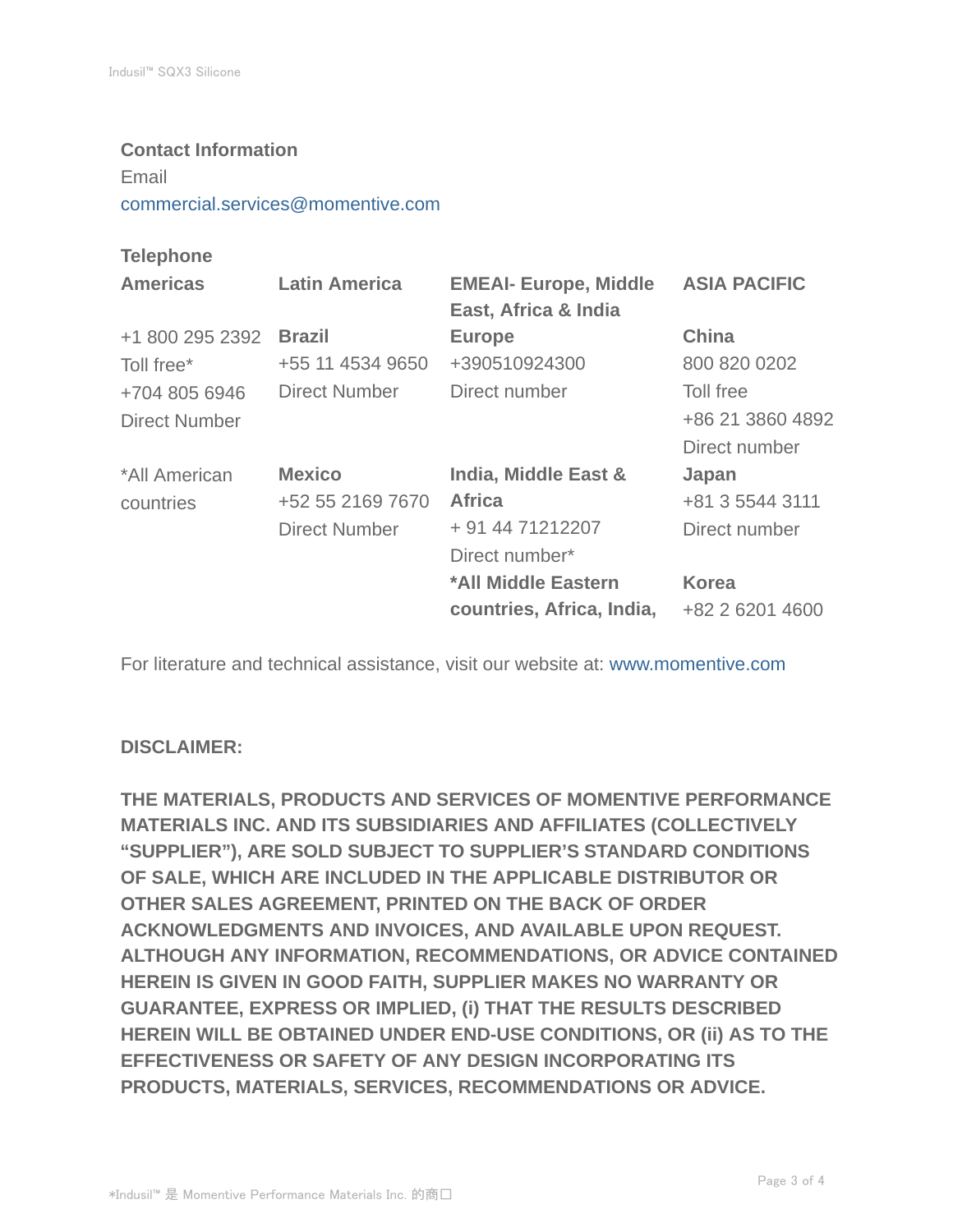**Contact Information**

Email

commercial.services@momentive.com

**Telephone**

| **Americas** | **Latin America** | **EMEAI- Europe, Middle East, Africa & India** | **ASIA PACIFIC** |
|---|---|---|---|
| +1 800 295 2392 Toll free* +704 805 6946 Direct Number | **Brazil** +55 11 4534 9650 Direct Number | **Europe** +390510924300 Direct number | **China** 800 820 0202 Toll free +86 21 3860 4892 Direct number |
| *All American countries | **Mexico** +52 55 2169 7670 Direct Number | **India, Middle East & Africa** + 91 44 71212207 Direct number* | **Japan** +81 3 5544 3111 Direct number |
| | | ***All Middle Eastern countries, Africa, India,** | **Korea** +82 2 6201 4600 |

For literature and technical assistance, visit our website at: www.momentive.com

**DISCLAIMER:**

**THE MATERIALS, PRODUCTS AND SERVICES OF MOMENTIVE PERFORMANCE MATERIALS INC. AND ITS SUBSIDIARIES AND AFFILIATES (COLLECTIVELY "SUPPLIER"), ARE SOLD SUBJECT TO SUPPLIER'S STANDARD CONDITIONS OF SALE, WHICH ARE INCLUDED IN THE APPLICABLE DISTRIBUTOR OR OTHER SALES AGREEMENT, PRINTED ON THE BACK OF ORDER ACKNOWLEDGMENTS AND INVOICES, AND AVAILABLE UPON REQUEST. ALTHOUGH ANY INFORMATION, RECOMMENDATIONS, OR ADVICE CONTAINED HEREIN IS GIVEN IN GOOD FAITH, SUPPLIER MAKES NO WARRANTY OR GUARANTEE, EXPRESS OR IMPLIED, (i) THAT THE RESULTS DESCRIBED HEREIN WILL BE OBTAINED UNDER END-USE CONDITIONS, OR (ii) AS TO THE EFFECTIVENESS OR SAFETY OF ANY DESIGN INCORPORATING ITS PRODUCTS, MATERIALS, SERVICES, RECOMMENDATIONS OR ADVICE.**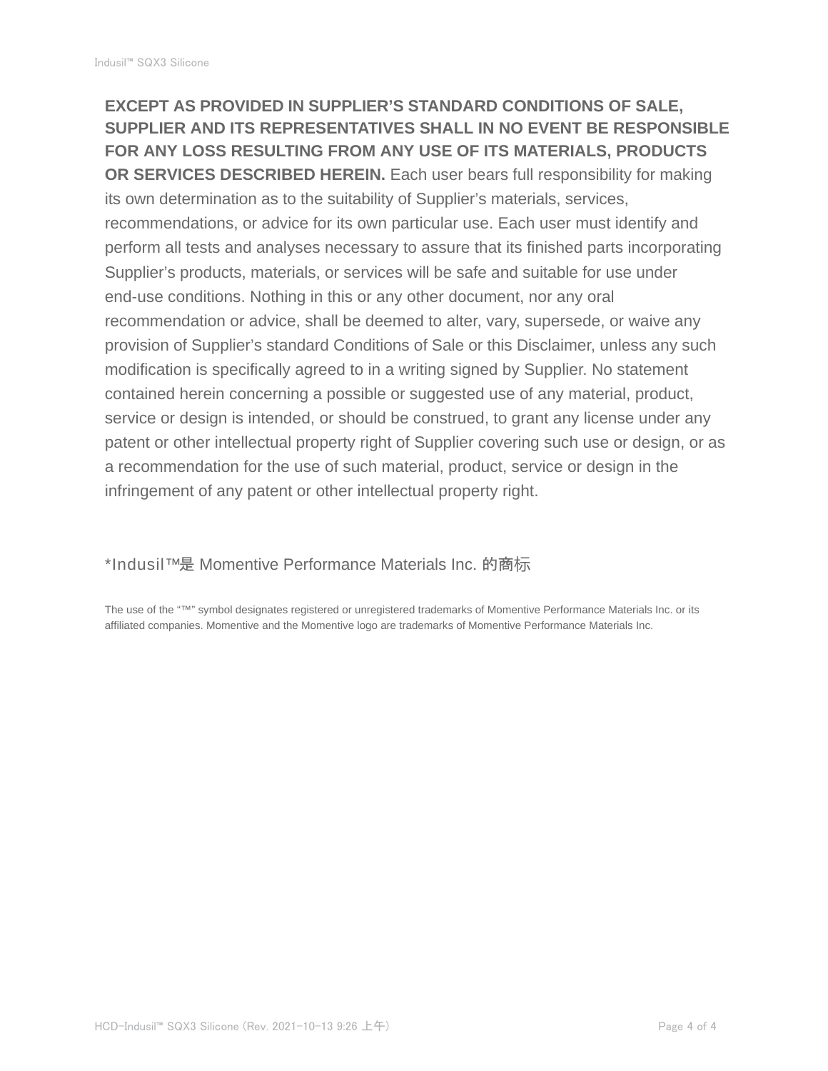**EXCEPT AS PROVIDED IN SUPPLIER'S STANDARD CONDITIONS OF SALE, SUPPLIER AND ITS REPRESENTATIVES SHALL IN NO EVENT BE RESPONSIBLE FOR ANY LOSS RESULTING FROM ANY USE OF ITS MATERIALS, PRODUCTS OR SERVICES DESCRIBED HEREIN.** Each user bears full responsibility for making its own determination as to the suitability of Supplier's materials, services, recommendations, or advice for its own particular use. Each user must identify and perform all tests and analyses necessary to assure that its finished parts incorporating Supplier's products, materials, or services will be safe and suitable for use under end-use conditions. Nothing in this or any other document, nor any oral recommendation or advice, shall be deemed to alter, vary, supersede, or waive any provision of Supplier's standard Conditions of Sale or this Disclaimer, unless any such modification is specifically agreed to in a writing signed by Supplier. No statement contained herein concerning a possible or suggested use of any material, product, service or design is intended, or should be construed, to grant any license under any patent or other intellectual property right of Supplier covering such use or design, or as a recommendation for the use of such material, product, service or design in the infringement of any patent or other intellectual property right.

*Indusil™是 Momentive Performance Materials Inc. 的商标

The use of the "™" symbol designates registered or unregistered trademarks of Momentive Performance Materials Inc. or its affiliated companies. Momentive and the Momentive logo are trademarks of Momentive Performance Materials Inc.